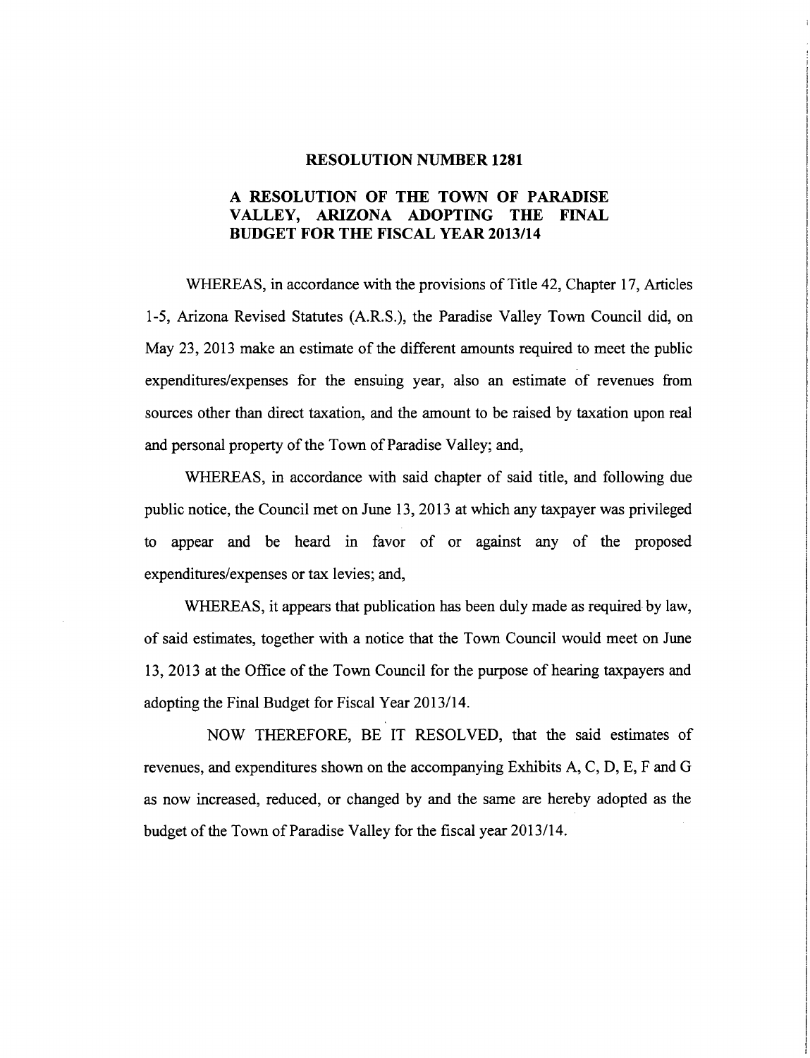# RESOLUTION NUMBER 1281

## A RESOLUTION OF THE TOWN OF PARADISE VALLEY, ARIZONA ADOPTING THE FINAL BUDGET FOR THE FISCAL YEAR 2013/14

WHEREAS, in accordance with the provisions of Title 42, Chapter 17, Articles 1-5, Arizona Revised Statutes (A.R.S.), the Paradise Valley Town Council did, on May 23, 2013 make an estimate of the different amounts required to meet the public expenditures/expenses for the ensuing year, also an estimate of revenues from sources other than direct taxation, and the amount to be raised by taxation upon real and personal property of the Town of Paradise Valley; and,

WHEREAS, in accordance with said chapter of said title, and following due public notice, the Council met on June 13, 2013 at which any taxpayer was privileged to appear and be heard in favor of or against any of the proposed expenditures/expenses or tax levies; and,

WHEREAS, it appears that publication has been duly made as required by law, of said estimates, together with a notice that the Town Council would meet on June 13, 2013 at the Office of the Town Council for the purpose of hearing taxpayers and adopting the Final Budget for Fiscal Year 2013/14.

NOW THEREFORE, BE IT RESOLVED, that the said estimates of revenues, and expenditures shown on the accompanying Exhibits A, C, D, E, F and G as now increased, reduced, or changed by and the same are hereby adopted as the budget of the Town of Paradise Valley for the fiscal year 2013/14.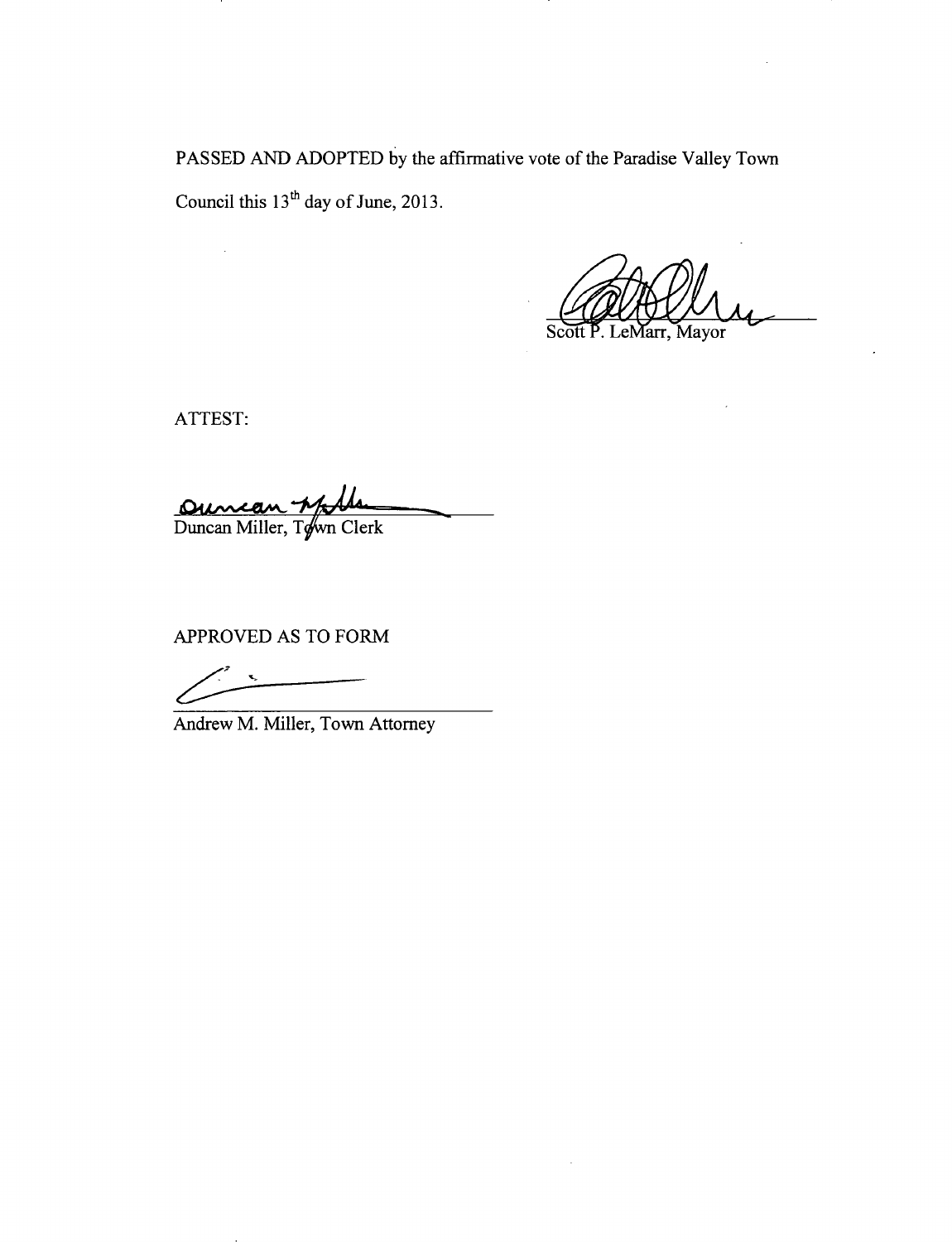PASSED AND ADOPTED by the affirmative vote of the Paradise Valley Town Council this 13th day of June, 2013.

Scott P. LeMarr, Mayor

ATTEST:

Duncan Miller, Town Clerk

APPROVED AS TO FORM

Andrew M. Miller, Town Attorney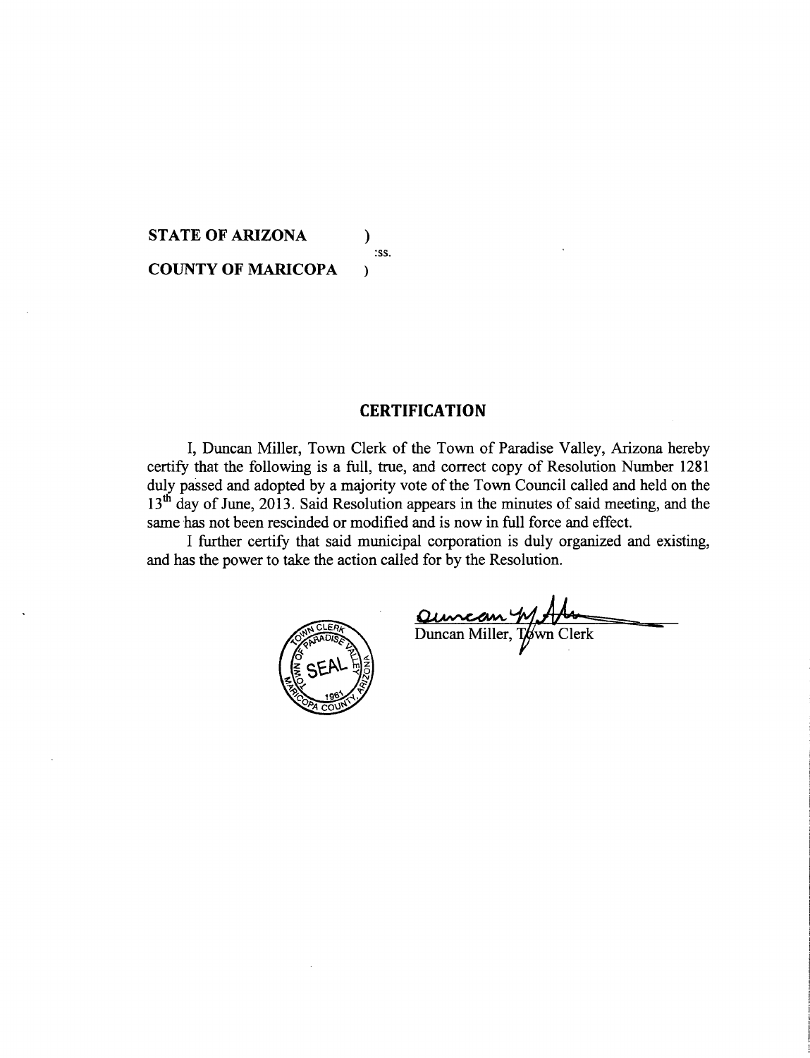**STATE OF ARIZONA** )
:ss.
**COUNTY OF MARICOPA** )

## CERTIFICATION

I, Duncan Miller, Town Clerk of the Town of Paradise Valley, Arizona hereby certify that the following is a full, true, and correct copy of Resolution Number 1281 duly passed and adopted by a majority vote of the Town Council called and held on the 13th day of June, 2013. Said Resolution appears in the minutes of said meeting, and the same has not been rescinded or modified and is now in full force and effect.

I further certify that said municipal corporation is duly organized and existing, and has the power to take the action called for by the Resolution.

Duncan Miller, Town Clerk

TOWN CLERK
TOWN OF PARADISE VALLEY
SEAL
1961
MARICOPA COUNTY, ARIZONA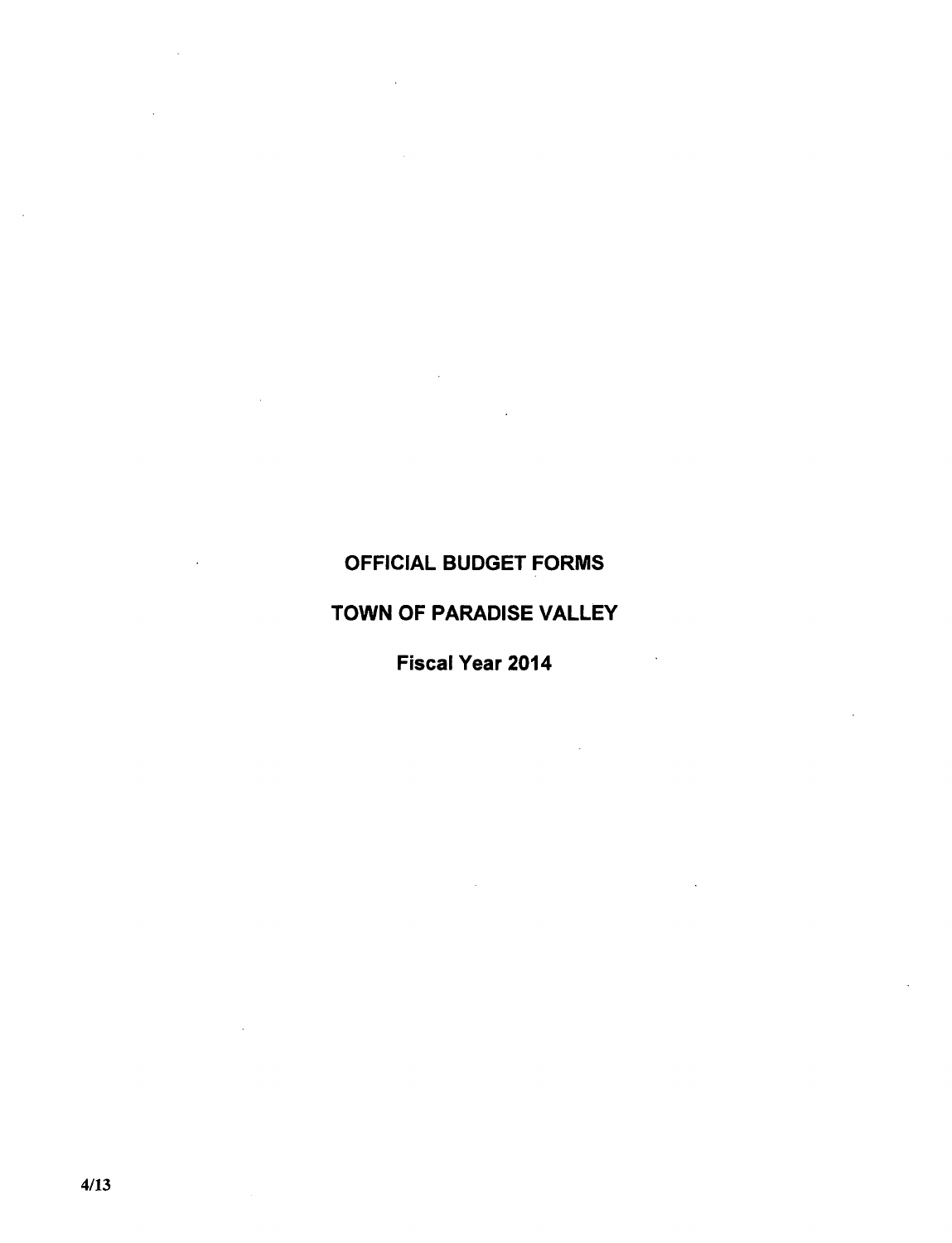# OFFICIAL BUDGET FORMS

# TOWN OF PARADISE VALLEY

## Fiscal Year 2014

4/13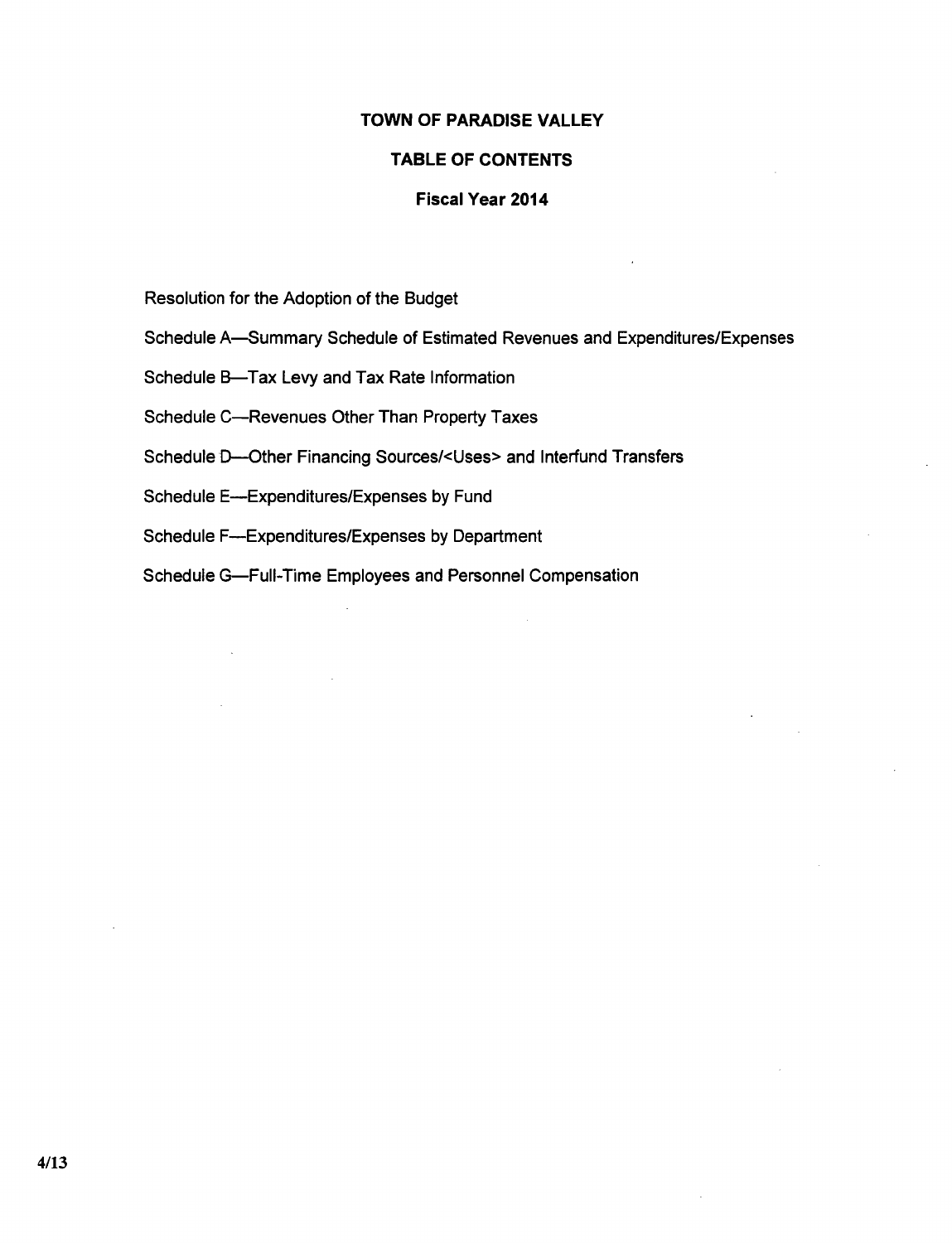# TOWN OF PARADISE VALLEY

## TABLE OF CONTENTS

### Fiscal Year 2014

Resolution for the Adoption of the Budget

Schedule A—Summary Schedule of Estimated Revenues and Expenditures/Expenses

Schedule B—Tax Levy and Tax Rate Information

Schedule C—Revenues Other Than Property Taxes

Schedule D—Other Financing Sources/<Uses> and Interfund Transfers

Schedule E—Expenditures/Expenses by Fund

Schedule F—Expenditures/Expenses by Department

Schedule G—Full-Time Employees and Personnel Compensation

4/13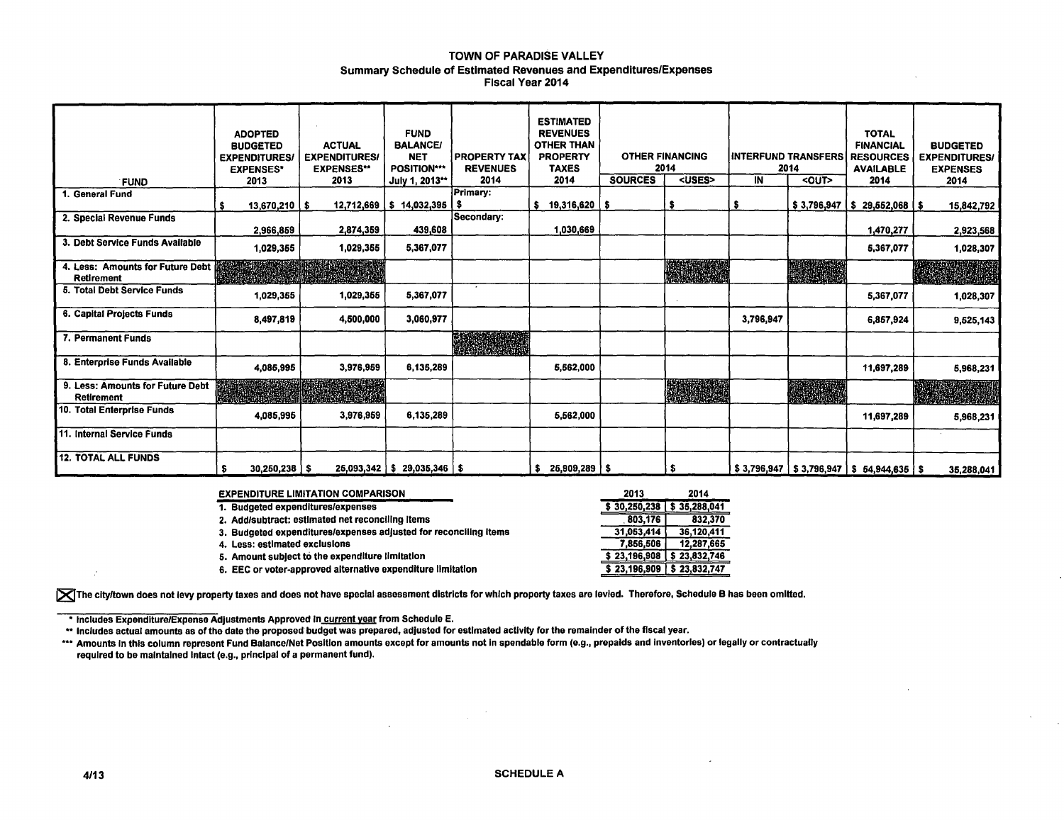# TOWN OF PARADISE VALLEY

## Summary Schedule of Estimated Revenues and Expenditures/Expenses

### Fiscal Year 2014

| FUND | ADOPTED BUDGETED EXPENDITURES/ EXPENSES* 2013 | ACTUAL EXPENDITURES/ EXPENSES** 2013 | FUND BALANCE/ NET POSITION*** July 1, 2013** | PROPERTY TAX REVENUES 2014 | ESTIMATED REVENUES OTHER THAN PROPERTY TAXES 2014 | OTHER FINANCING 2014 | | INTERFUND TRANSFERS 2014 | | TOTAL FINANCIAL RESOURCES AVAILABLE 2014 | BUDGETED EXPENDITURES/ EXPENSES 2014 |
|---|---|---|---|---|---|---|---|---|---|---|---|
| | | | | | | SOURCES | <USES> | IN | <OUT> | | |
| 1. General Fund | $ 13,670,210 | $ 12,712,669 | $ 14,032,395 | Primary: $ | $ 19,316,620 | $ | $ | $ | $ 3,796,947 | $ 29,552,068 | $ 15,842,792 |
| 2. Special Revenue Funds | 2,966,859 | 2,874,359 | 439,608 | Secondary: | 1,030,669 | | | | | 1,470,277 | 2,923,568 |
| 3. Debt Service Funds Available | 1,029,355 | 1,029,355 | 5,367,077 | | | | | | | 5,367,077 | 1,028,307 |
| 4. Less: Amounts for Future Debt Retirement | | | | | | | | | | | |
| 5. Total Debt Service Funds | 1,029,355 | 1,029,355 | 5,367,077 | | | | | | | 5,367,077 | 1,028,307 |
| 6. Capital Projects Funds | 8,497,819 | 4,500,000 | 3,060,977 | | | | | 3,796,947 | | 6,857,924 | 9,525,143 |
| 7. Permanent Funds | | | | | | | | | | | |
| 8. Enterprise Funds Available | 4,085,995 | 3,976,959 | 6,135,289 | | 5,562,000 | | | | | 11,697,289 | 5,968,231 |
| 9. Less: Amounts for Future Debt Retirement | | | | | | | | | | | |
| 10. Total Enterprise Funds | 4,085,995 | 3,976,959 | 6,135,289 | | 5,562,000 | | | | | 11,697,289 | 5,968,231 |
| 11. Internal Service Funds | | | | | | | | | | | |
| 12. TOTAL ALL FUNDS | $ 30,250,238 | $ 25,093,342 | $ 29,035,346 | $ | $ 25,909,289 | $ | $ | $ 3,796,947 | $ 3,796,947 | $ 54,944,635 | $ 35,288,041 |

| EXPENDITURE LIMITATION COMPARISON | 2013 | 2014 |
|---|---|---|
| 1. Budgeted expenditures/expenses | $ 30,250,238 | $ 35,288,041 |
| 2. Add/subtract: estimated net reconciling items | 803,176 | 832,370 |
| 3. Budgeted expenditures/expenses adjusted for reconciling items | 31,053,414 | 36,120,411 |
| 4. Less: estimated exclusions | 7,856,506 | 12,287,665 |
| 5. Amount subject to the expenditure limitation | $ 23,196,908 | $ 23,832,746 |
| 6. EEC or voter-approved alternative expenditure limitation | $ 23,196,909 | $ 23,832,747 |

☒ The city/town does not levy property taxes and does not have special assessment districts for which property taxes are levied. Therefore, Schedule B has been omitted.

\* Includes Expenditure/Expense Adjustments Approved in current year from Schedule E.

\*\* Includes actual amounts as of the date the proposed budget was prepared, adjusted for estimated activity for the remainder of the fiscal year.

\*\*\* Amounts in this column represent Fund Balance/Net Position amounts except for amounts not in spendable form (e.g., prepaids and inventories) or legally or contractually required to be maintained intact (e.g., principal of a permanent fund).

4/13

SCHEDULE A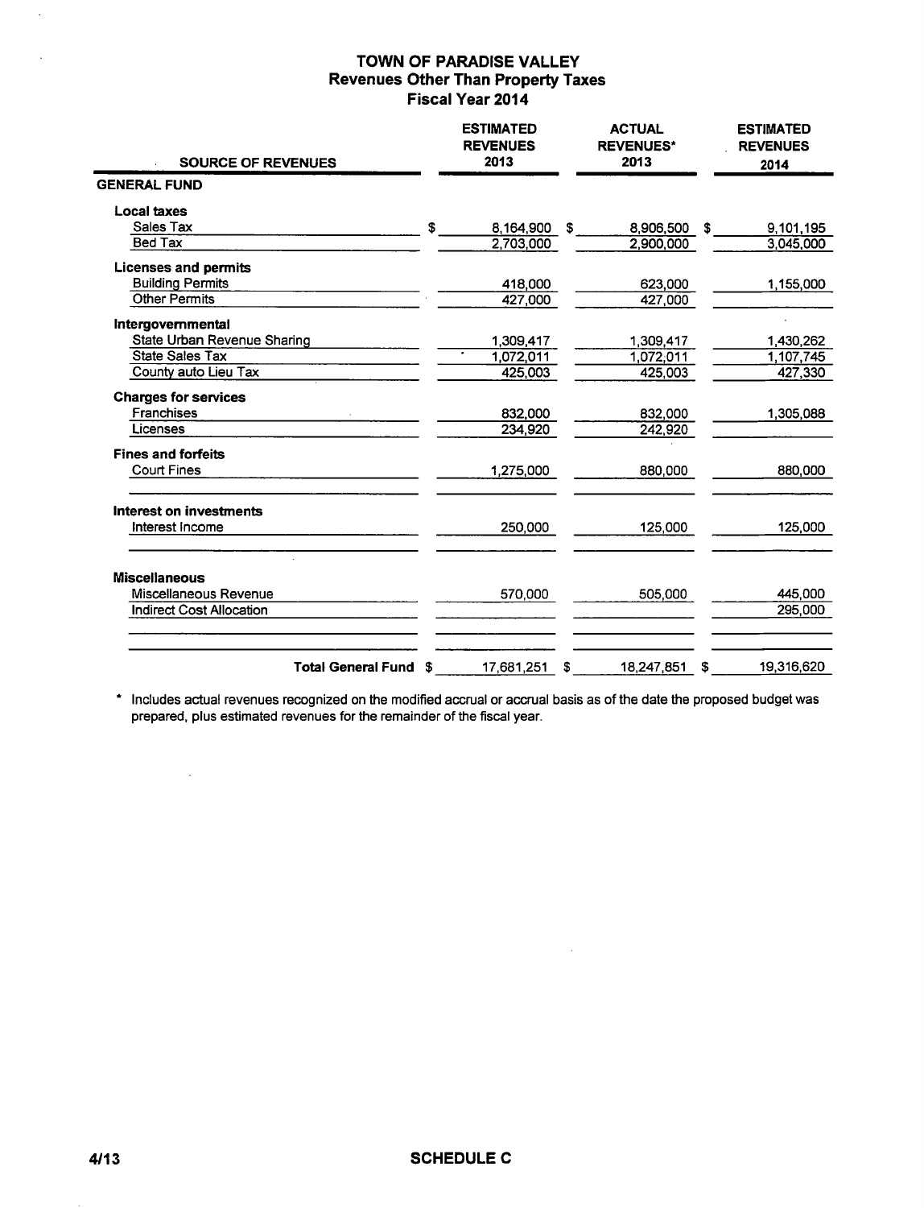# TOWN OF PARADISE VALLEY
## Revenues Other Than Property Taxes
### Fiscal Year 2014

| SOURCE OF REVENUES | ESTIMATED REVENUES 2013 | ACTUAL REVENUES* 2013 | ESTIMATED REVENUES 2014 |
|---|---|---|---|
| **GENERAL FUND** | | | |
| **Local taxes** | | | |
| Sales Tax | $ 8,164,900 | $ 8,906,500 | $ 9,101,195 |
| Bed Tax | 2,703,000 | 2,900,000 | 3,045,000 |
| **Licenses and permits** | | | |
| Building Permits | 418,000 | 623,000 | 1,155,000 |
| Other Permits | 427,000 | 427,000 | |
| **Intergovernmental** | | | |
| State Urban Revenue Sharing | 1,309,417 | 1,309,417 | 1,430,262 |
| State Sales Tax | 1,072,011 | 1,072,011 | 1,107,745 |
| County auto Lieu Tax | 425,003 | 425,003 | 427,330 |
| **Charges for services** | | | |
| Franchises | 832,000 | 832,000 | 1,305,088 |
| Licenses | 234,920 | 242,920 | |
| **Fines and forfeits** | | | |
| Court Fines | 1,275,000 | 880,000 | 880,000 |
| **Interest on investments** | | | |
| Interest Income | 250,000 | 125,000 | 125,000 |
| **Miscellaneous** | | | |
| Miscellaneous Revenue | 570,000 | 505,000 | 445,000 |
| Indirect Cost Allocation | | | 295,000 |
| **Total General Fund** | $ 17,681,251 | $ 18,247,851 | $ 19,316,620 |

\* Includes actual revenues recognized on the modified accrual or accrual basis as of the date the proposed budget was prepared, plus estimated revenues for the remainder of the fiscal year.

4/13

**SCHEDULE C**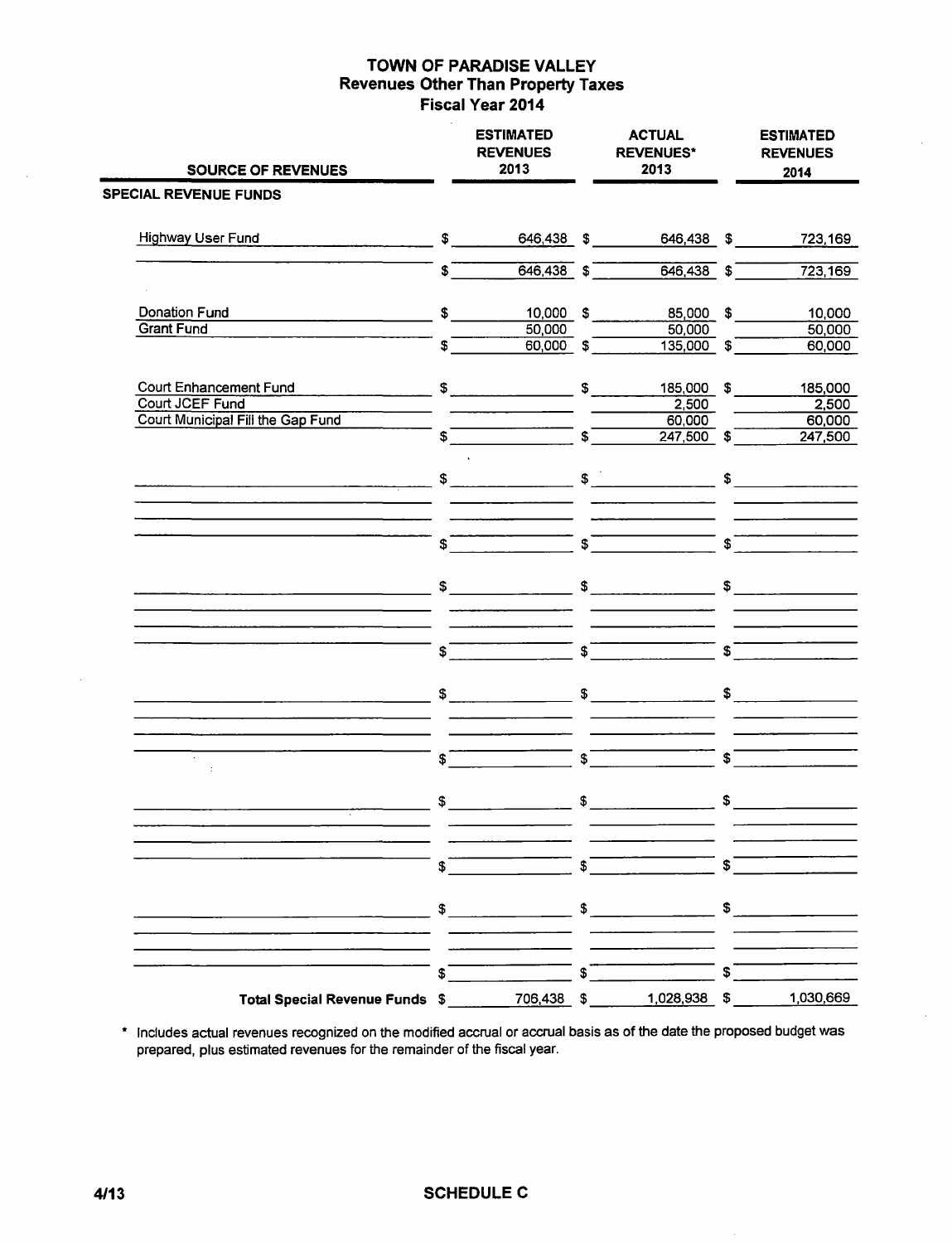# TOWN OF PARADISE VALLEY
## Revenues Other Than Property Taxes
### Fiscal Year 2014

| SOURCE OF REVENUES | ESTIMATED REVENUES 2013 | ACTUAL REVENUES* 2013 | ESTIMATED REVENUES 2014 |
|---|---|---|---|
| **SPECIAL REVENUE FUNDS** | | | |
| Highway User Fund | $ 646,438 | $ 646,438 | $ 723,169 |
| | $ 646,438 | $ 646,438 | $ 723,169 |
| Donation Fund | $ 10,000 | $ 85,000 | $ 10,000 |
| Grant Fund | 50,000 | 50,000 | 50,000 |
| | $ 60,000 | $ 135,000 | $ 60,000 |
| Court Enhancement Fund | $ | $ 185,000 | $ 185,000 |
| Court JCEF Fund | | 2,500 | 2,500 |
| Court Municipal Fill the Gap Fund | | 60,000 | 60,000 |
| | $ | $ 247,500 | $ 247,500 |
| **Total Special Revenue Funds** | $ 706,438 | $ 1,028,938 | $ 1,030,669 |

\* Includes actual revenues recognized on the modified accrual or accrual basis as of the date the proposed budget was prepared, plus estimated revenues for the remainder of the fiscal year.

4/13 SCHEDULE C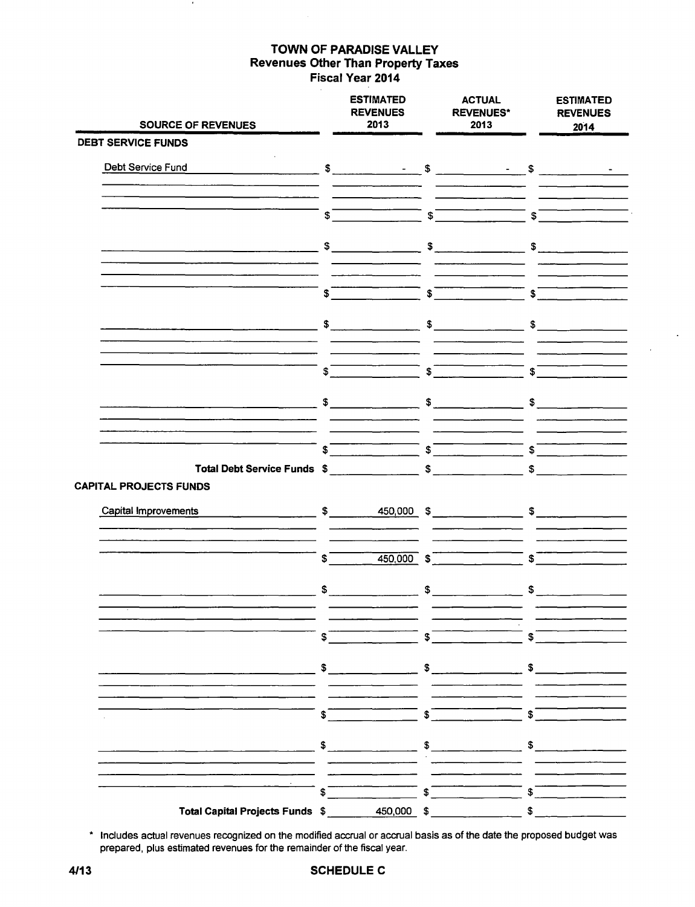# TOWN OF PARADISE VALLEY
## Revenues Other Than Property Taxes
### Fiscal Year 2014

| SOURCE OF REVENUES | ESTIMATED REVENUES 2013 | ACTUAL REVENUES* 2013 | ESTIMATED REVENUES 2014 |
|---|---|---|---|
| **DEBT SERVICE FUNDS** | | | |
| Debt Service Fund | $ - | $ - | $ - |
| | $ | $ | $ |
| | $ | $ | $ |
| | $ | $ | $ |
| | $ | $ | $ |
| | $ | $ | $ |
| | $ | $ | $ |
| | $ | $ | $ |
| **Total Debt Service Funds** | $ | $ | $ |
| **CAPITAL PROJECTS FUNDS** | | | |
| Capital Improvements | $ 450,000 | $ | $ |
| | $ 450,000 | $ | $ |
| | $ | $ | $ |
| | $ | $ | $ |
| | $ | $ | $ |
| | $ | $ | $ |
| | $ | $ | $ |
| | $ | $ | $ |
| **Total Capital Projects Funds** | $ 450,000 | $ | $ |

\* Includes actual revenues recognized on the modified accrual or accrual basis as of the date the proposed budget was prepared, plus estimated revenues for the remainder of the fiscal year.

4/13 **SCHEDULE C**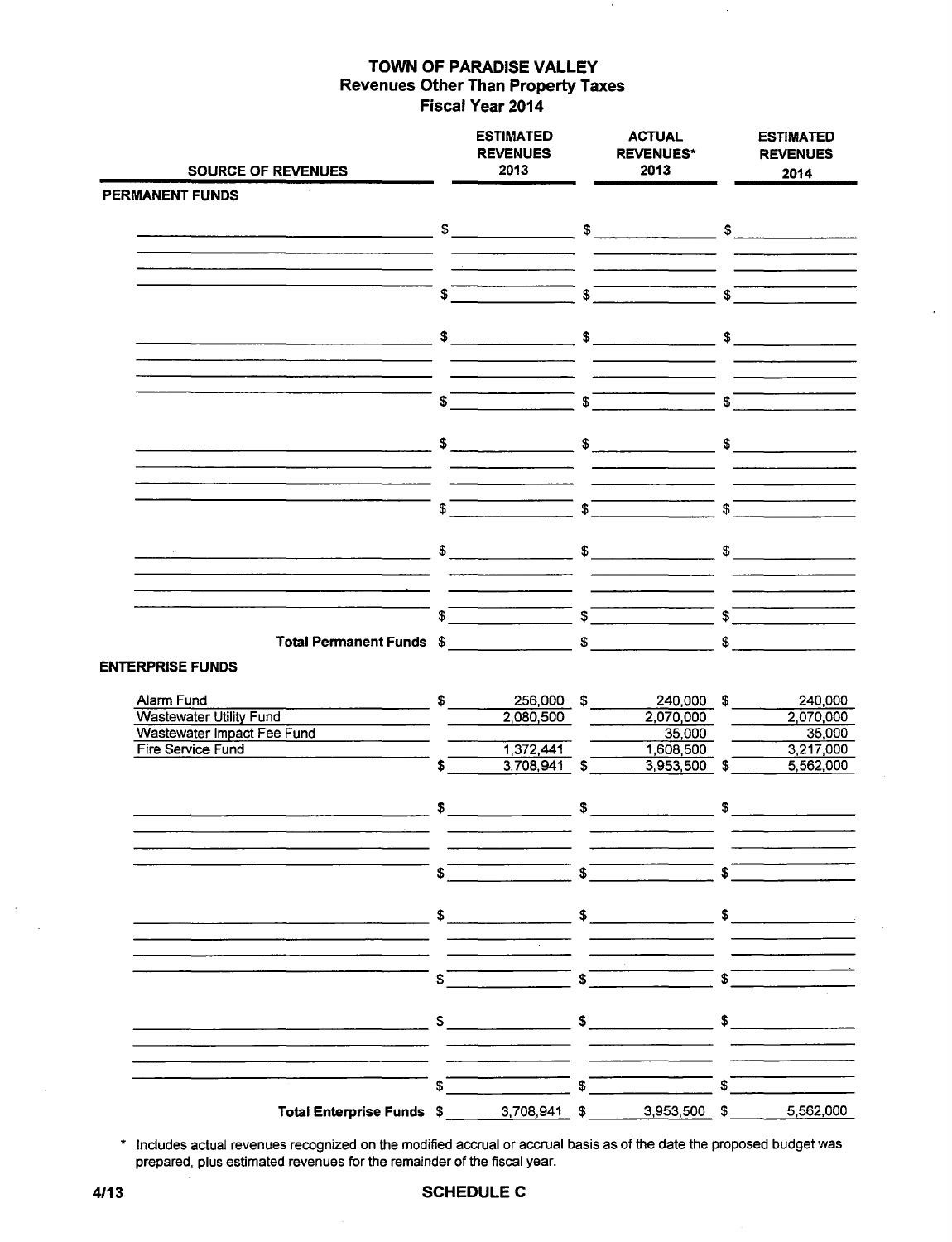# TOWN OF PARADISE VALLEY
## Revenues Other Than Property Taxes
### Fiscal Year 2014

| SOURCE OF REVENUES | ESTIMATED REVENUES 2013 | ACTUAL REVENUES* 2013 | ESTIMATED REVENUES 2014 |
|---|---|---|---|
| **PERMANENT FUNDS** | | | |
| | $ | $ | $ |
| | $ | $ | $ |
| | $ | $ | $ |
| | $ | $ | $ |
| | $ | $ | $ |
| | $ | $ | $ |
| | $ | $ | $ |
| | $ | $ | $ |
| **Total Permanent Funds** | $ | $ | $ |
| **ENTERPRISE FUNDS** | | | |
| Alarm Fund | $ 256,000 | $ 240,000 | $ 240,000 |
| Wastewater Utility Fund | 2,080,500 | 2,070,000 | 2,070,000 |
| Wastewater Impact Fee Fund | | 35,000 | 35,000 |
| Fire Service Fund | 1,372,441 | 1,608,500 | 3,217,000 |
| | $ 3,708,941 | $ 3,953,500 | $ 5,562,000 |
| | $ | $ | $ |
| | $ | $ | $ |
| | $ | $ | $ |
| | $ | $ | $ |
| | $ | $ | $ |
| | $ | $ | $ |
| **Total Enterprise Funds** | $ 3,708,941 | $ 3,953,500 | $ 5,562,000 |

\* Includes actual revenues recognized on the modified accrual or accrual basis as of the date the proposed budget was prepared, plus estimated revenues for the remainder of the fiscal year.

4/13 **SCHEDULE C**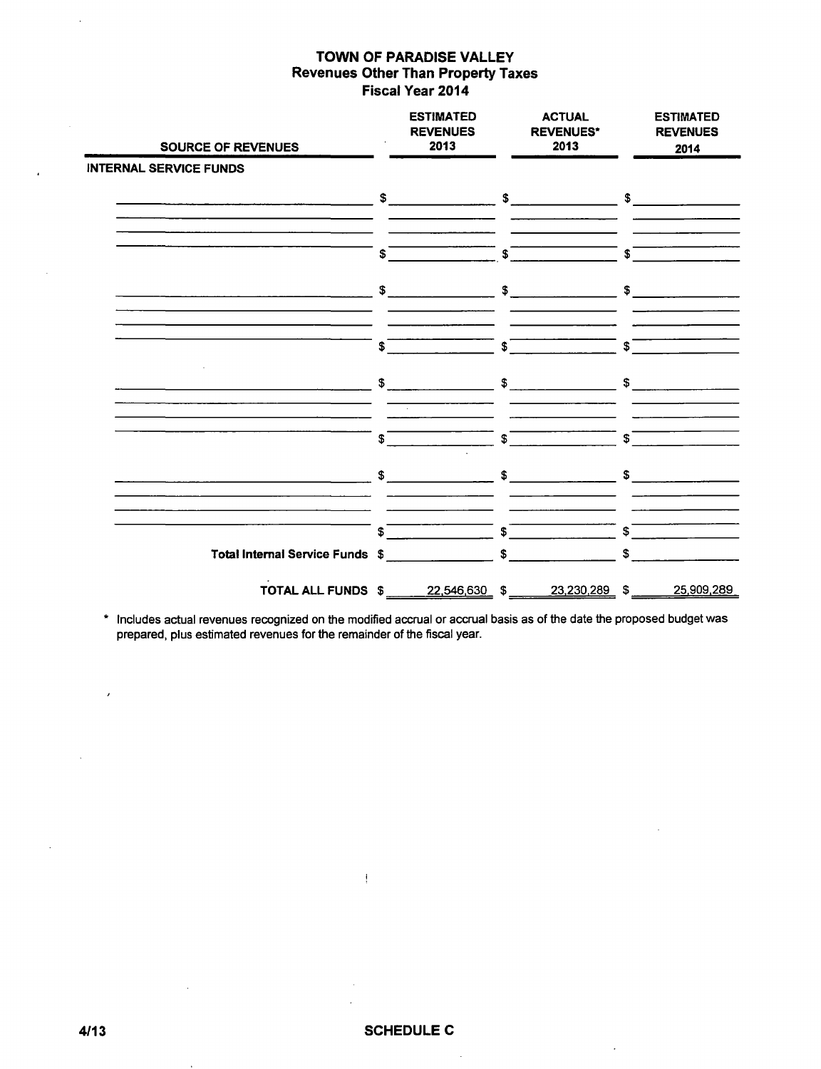# TOWN OF PARADISE VALLEY
## Revenues Other Than Property Taxes
### Fiscal Year 2014

| SOURCE OF REVENUES | ESTIMATED REVENUES 2013 | ACTUAL REVENUES* 2013 | ESTIMATED REVENUES 2014 |
|---|---|---|---|
| **INTERNAL SERVICE FUNDS** | | | |
| | $ | $ | $ |
| | | | |
| | | | |
| | $ | $ | $ |
| | $ | $ | $ |
| | | | |
| | | | |
| | $ | $ | $ |
| | $ | $ | $ |
| | | | |
| | | | |
| | $ | $ | $ |
| | $ | $ | $ |
| | | | |
| | | | |
| | $ | $ | $ |
| **Total Internal Service Funds** | $ | $ | $ |
| **TOTAL ALL FUNDS** | $ 22,546,630 | $ 23,230,289 | $ 25,909,289 |

\* Includes actual revenues recognized on the modified accrual or accrual basis as of the date the proposed budget was prepared, plus estimated revenues for the remainder of the fiscal year.

4/13

SCHEDULE C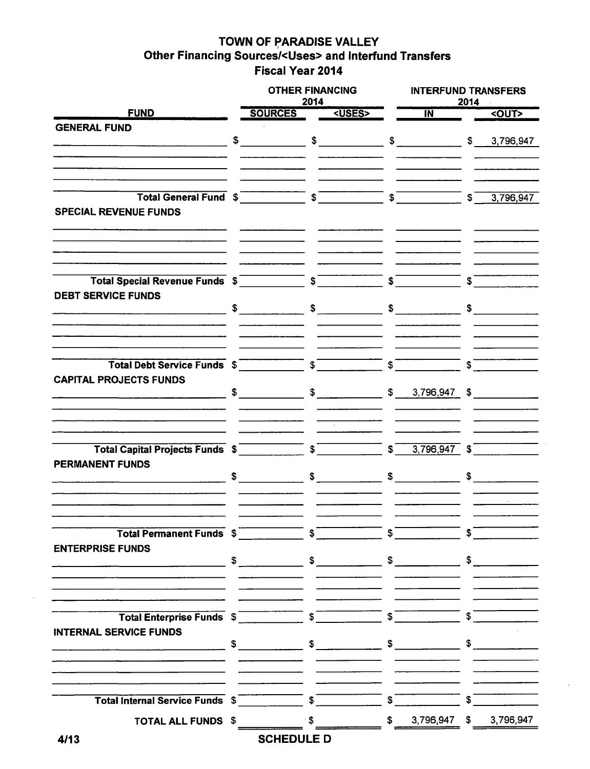# TOWN OF PARADISE VALLEY
## Other Financing Sources/<Uses> and Interfund Transfers
## Fiscal Year 2014

| FUND | OTHER FINANCING 2014 SOURCES | OTHER FINANCING 2014 <USES> | INTERFUND TRANSFERS 2014 IN | INTERFUND TRANSFERS 2014 <OUT> |
|---|---|---|---|---|
| **GENERAL FUND** | | | | |
| | $ | $ | $ | $ 3,796,947 |
| **Total General Fund** | $ | $ | $ | $ 3,796,947 |
| **SPECIAL REVENUE FUNDS** | | | | |
| **Total Special Revenue Funds** | $ | $ | $ | $ |
| **DEBT SERVICE FUNDS** | | | | |
| | $ | $ | $ | $ |
| **Total Debt Service Funds** | $ | $ | $ | $ |
| **CAPITAL PROJECTS FUNDS** | | | | |
| | $ | $ | $ 3,796,947 | $ |
| **Total Capital Projects Funds** | $ | $ | $ 3,796,947 | $ |
| **PERMANENT FUNDS** | | | | |
| | $ | $ | $ | $ |
| **Total Permanent Funds** | $ | $ | $ | $ |
| **ENTERPRISE FUNDS** | | | | |
| | $ | $ | $ | $ |
| **Total Enterprise Funds** | $ | $ | $ | $ |
| **INTERNAL SERVICE FUNDS** | | | | |
| | $ | $ | $ | $ |
| **Total Internal Service Funds** | $ | $ | $ | $ |
| **TOTAL ALL FUNDS** | $ | $ | $ 3,796,947 | $ 3,796,947 |

4/13

**SCHEDULE D**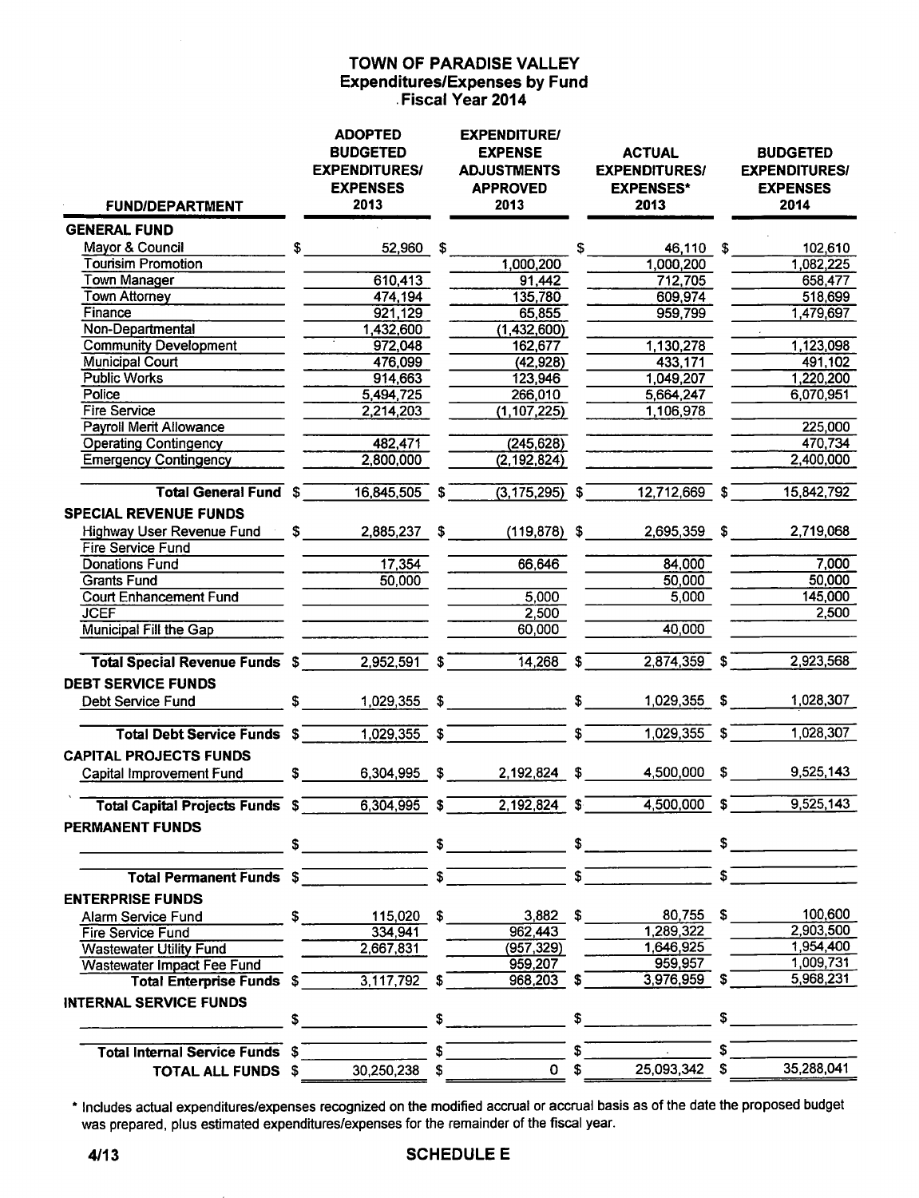# TOWN OF PARADISE VALLEY
## Expenditures/Expenses by Fund
### Fiscal Year 2014

| FUND/DEPARTMENT | ADOPTED BUDGETED EXPENDITURES/ EXPENSES 2013 | EXPENDITURE/ EXPENSE ADJUSTMENTS APPROVED 2013 | ACTUAL EXPENDITURES/ EXPENSES* 2013 | BUDGETED EXPENDITURES/ EXPENSES 2014 |
|---|---|---|---|---|
| **GENERAL FUND** | | | | |
| Mayor & Council | $ 52,960 | $ | $ 46,110 | $ 102,610 |
| Tourisim Promotion | | 1,000,200 | 1,000,200 | 1,082,225 |
| Town Manager | 610,413 | 91,442 | 712,705 | 658,477 |
| Town Attorney | 474,194 | 135,780 | 609,974 | 518,699 |
| Finance | 921,129 | 65,855 | 959,799 | 1,479,697 |
| Non-Departmental | 1,432,600 | (1,432,600) | | |
| Community Development | 972,048 | 162,677 | 1,130,278 | 1,123,098 |
| Municipal Court | 476,099 | (42,928) | 433,171 | 491,102 |
| Public Works | 914,663 | 123,946 | 1,049,207 | 1,220,200 |
| Police | 5,494,725 | 266,010 | 5,664,247 | 6,070,951 |
| Fire Service | 2,214,203 | (1,107,225) | 1,106,978 | |
| Payroll Merit Allowance | | | | 225,000 |
| Operating Contingency | 482,471 | (245,628) | | 470,734 |
| Emergency Contingency | 2,800,000 | (2,192,824) | | 2,400,000 |
| **Total General Fund** | $ 16,845,505 | $ (3,175,295) | $ 12,712,669 | $ 15,842,792 |
| **SPECIAL REVENUE FUNDS** | | | | |
| Highway User Revenue Fund | $ 2,885,237 | $ (119,878) | $ 2,695,359 | $ 2,719,068 |
| Fire Service Fund | | | | |
| Donations Fund | 17,354 | 66,646 | 84,000 | 7,000 |
| Grants Fund | 50,000 | | 50,000 | 50,000 |
| Court Enhancement Fund | | 5,000 | 5,000 | 145,000 |
| JCEF | | 2,500 | | 2,500 |
| Municipal Fill the Gap | | 60,000 | 40,000 | |
| **Total Special Revenue Funds** | $ 2,952,591 | $ 14,268 | $ 2,874,359 | $ 2,923,568 |
| **DEBT SERVICE FUNDS** | | | | |
| Debt Service Fund | $ 1,029,355 | $ | $ 1,029,355 | $ 1,028,307 |
| **Total Debt Service Funds** | $ 1,029,355 | $ | $ 1,029,355 | $ 1,028,307 |
| **CAPITAL PROJECTS FUNDS** | | | | |
| Capital Improvement Fund | $ 6,304,995 | $ 2,192,824 | $ 4,500,000 | $ 9,525,143 |
| **Total Capital Projects Funds** | $ 6,304,995 | $ 2,192,824 | $ 4,500,000 | $ 9,525,143 |
| **PERMANENT FUNDS** | | | | |
| | $ | $ | $ | $ |
| **Total Permanent Funds** | $ | $ | $ | $ |
| **ENTERPRISE FUNDS** | | | | |
| Alarm Service Fund | $ 115,020 | $ 3,882 | $ 80,755 | $ 100,600 |
| Fire Service Fund | 334,941 | 962,443 | 1,289,322 | 2,903,500 |
| Wastewater Utility Fund | 2,667,831 | (957,329) | 1,646,925 | 1,954,400 |
| Wastewater Impact Fee Fund | | 959,207 | 959,957 | 1,009,731 |
| **Total Enterprise Funds** | $ 3,117,792 | $ 968,203 | $ 3,976,959 | $ 5,968,231 |
| **INTERNAL SERVICE FUNDS** | | | | |
| | $ | $ | $ | $ |
| **Total Internal Service Funds** | $ | $ | $ | $ |
| **TOTAL ALL FUNDS** | $ 30,250,238 | $ 0 | $ 25,093,342 | $ 35,288,041 |

\* Includes actual expenditures/expenses recognized on the modified accrual or accrual basis as of the date the proposed budget was prepared, plus estimated expenditures/expenses for the remainder of the fiscal year.

4/13 SCHEDULE E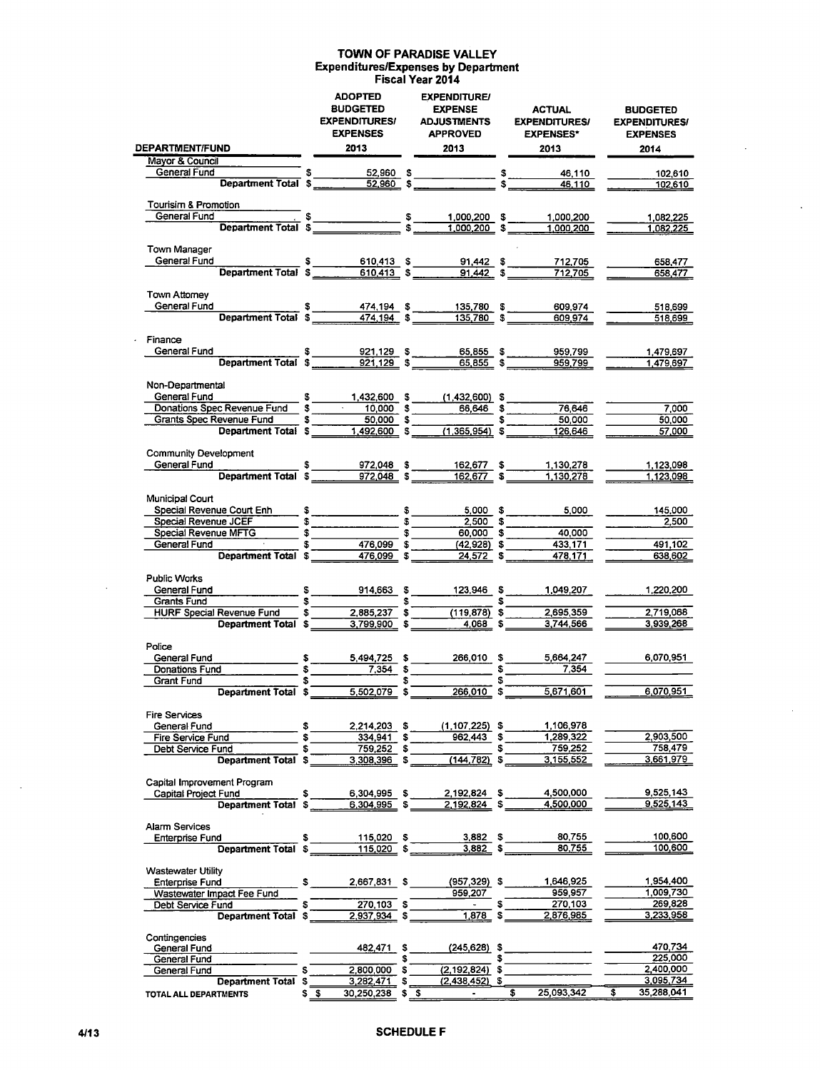# TOWN OF PARADISE VALLEY
## Expenditures/Expenses by Department
### Fiscal Year 2014

| DEPARTMENT/FUND | ADOPTED BUDGETED EXPENDITURES/ EXPENSES 2013 | EXPENDITURE/ EXPENSE ADJUSTMENTS APPROVED 2013 | ACTUAL EXPENDITURES/ EXPENSES* 2013 | BUDGETED EXPENDITURES/ EXPENSES 2014 |
|---|---|---|---|---|
| **Mayor & Council** | | | | |
| General Fund | $ 52,960 | $ | $ 46,110 | 102,610 |
| **Department Total** | $ 52,960 | $ | $ 46,110 | 102,610 |
| **Tourisim & Promotion** | | | | |
| General Fund | $ | $ 1,000,200 | $ 1,000,200 | 1,082,225 |
| **Department Total** | $ | $ 1,000,200 | $ 1,000,200 | 1,082,225 |
| **Town Manager** | | | | |
| General Fund | $ 610,413 | $ 91,442 | $ 712,705 | 658,477 |
| **Department Total** | $ 610,413 | $ 91,442 | $ 712,705 | 658,477 |
| **Town Attorney** | | | | |
| General Fund | $ 474,194 | $ 135,780 | $ 609,974 | 518,699 |
| **Department Total** | $ 474,194 | $ 135,780 | $ 609,974 | 518,699 |
| **Finance** | | | | |
| General Fund | $ 921,129 | $ 65,855 | $ 959,799 | 1,479,697 |
| **Department Total** | $ 921,129 | $ 65,855 | $ 959,799 | 1,479,697 |
| **Non-Departmental** | | | | |
| General Fund | $ 1,432,600 | $ (1,432,600) | $ | |
| Donations Spec Revenue Fund | $ 10,000 | $ 66,646 | $ 76,646 | 7,000 |
| Grants Spec Revenue Fund | $ 50,000 | $ | $ 50,000 | 50,000 |
| **Department Total** | $ 1,492,600 | $ (1,365,954) | $ 126,646 | 57,000 |
| **Community Development** | | | | |
| General Fund | $ 972,048 | $ 162,677 | $ 1,130,278 | 1,123,098 |
| **Department Total** | $ 972,048 | $ 162,677 | $ 1,130,278 | 1,123,098 |
| **Municipal Court** | | | | |
| Special Revenue Court Enh | $ | $ 5,000 | $ 5,000 | 145,000 |
| Special Revenue JCEF | $ | $ 2,500 | $ | 2,500 |
| Special Revenue MFTG | $ | $ 60,000 | $ 40,000 | |
| General Fund | $ 476,099 | $ (42,928) | $ 433,171 | 491,102 |
| **Department Total** | $ 476,099 | $ 24,572 | $ 478,171 | 638,602 |
| **Public Works** | | | | |
| General Fund | $ 914,663 | $ 123,946 | $ 1,049,207 | 1,220,200 |
| Grants Fund | $ | $ | $ | |
| HURF Special Revenue Fund | $ 2,885,237 | $ (119,878) | $ 2,695,359 | 2,719,068 |
| **Department Total** | $ 3,799,900 | $ 4,068 | $ 3,744,566 | 3,939,268 |
| **Police** | | | | |
| General Fund | $ 5,494,725 | $ 266,010 | $ 5,664,247 | 6,070,951 |
| Donations Fund | $ 7,354 | $ | $ 7,354 | |
| Grant Fund | $ | $ | $ | |
| **Department Total** | $ 5,502,079 | $ 266,010 | $ 5,671,601 | 6,070,951 |
| **Fire Services** | | | | |
| General Fund | $ 2,214,203 | $ (1,107,225) | $ 1,106,978 | |
| Fire Service Fund | $ 334,941 | $ 962,443 | $ 1,289,322 | 2,903,500 |
| Debt Service Fund | $ 759,252 | $ | $ 759,252 | 758,479 |
| **Department Total** | $ 3,308,396 | $ (144,782) | $ 3,155,552 | 3,661,979 |
| **Capital Improvement Program** | | | | |
| Capital Project Fund | $ 6,304,995 | $ 2,192,824 | $ 4,500,000 | 9,525,143 |
| **Department Total** | $ 6,304,995 | $ 2,192,824 | $ 4,500,000 | 9,525,143 |
| **Alarm Services** | | | | |
| Enterprise Fund | $ 115,020 | $ 3,882 | $ 80,755 | 100,600 |
| **Department Total** | $ 115,020 | $ 3,882 | $ 80,755 | 100,600 |
| **Wastewater Utility** | | | | |
| Enterprise Fund | $ 2,667,831 | $ (957,329) | $ 1,646,925 | 1,954,400 |
| Wastewater Impact Fee Fund | | 959,207 | 959,957 | 1,009,730 |
| Debt Service Fund | $ 270,103 | $ - | $ 270,103 | 269,828 |
| **Department Total** | $ 2,937,934 | $ 1,878 | $ 2,876,985 | 3,233,958 |
| **Contingencies** | | | | |
| General Fund | 482,471 | $ (245,628) | $ | 470,734 |
| General Fund | | $ | $ | 225,000 |
| General Fund | $ 2,800,000 | $ (2,192,824) | $ | 2,400,000 |
| **Department Total** | $ 3,282,471 | $ (2,438,452) | $ | 3,095,734 |
| **TOTAL ALL DEPARTMENTS** | $ 30,250,238 | $ - | $ 25,093,342 | $ 35,288,041 |

4/13

**SCHEDULE F**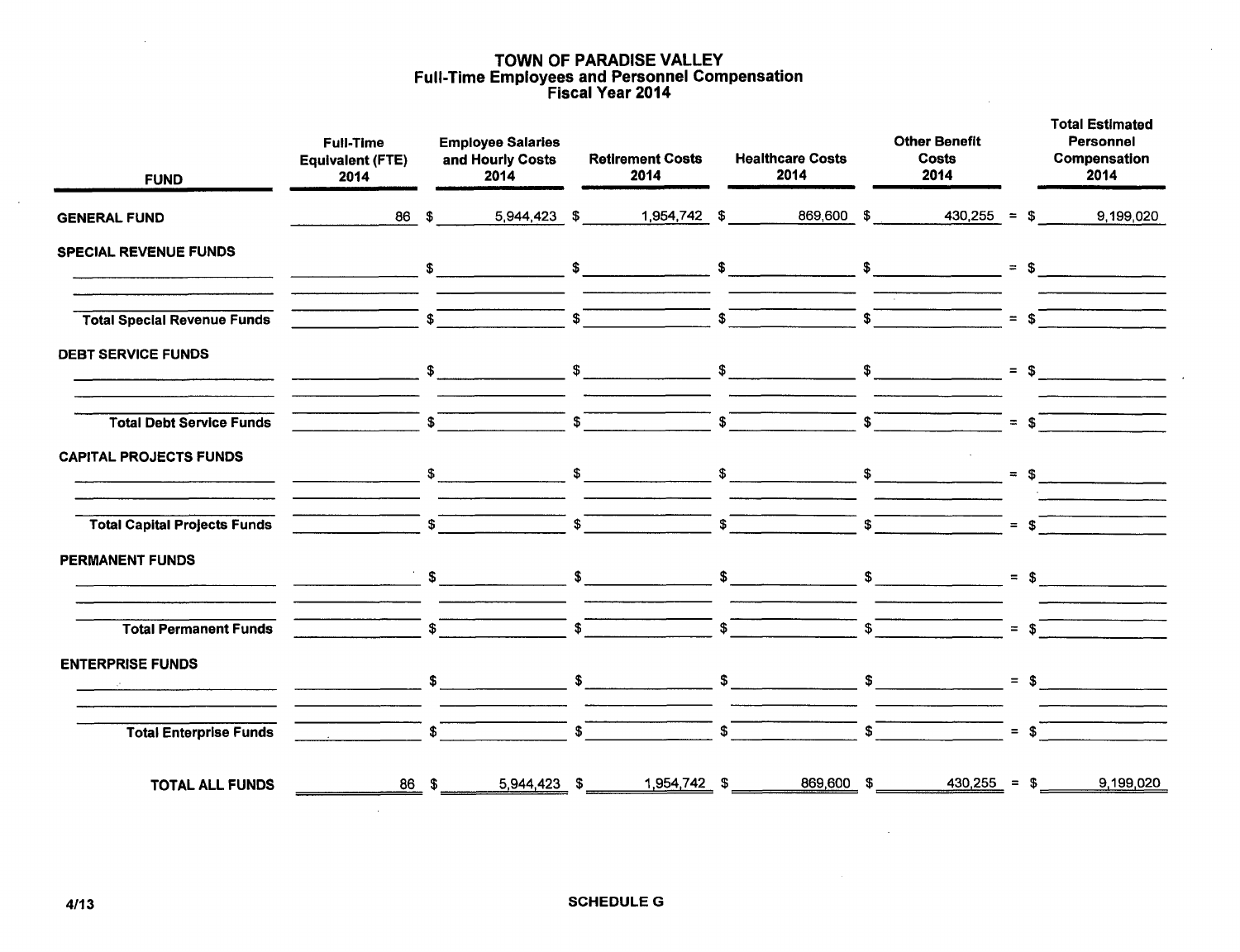# TOWN OF PARADISE VALLEY
## Full-Time Employees and Personnel Compensation
## Fiscal Year 2014

| FUND | Full-Time Equivalent (FTE) 2014 | Employee Salaries and Hourly Costs 2014 | Retirement Costs 2014 | Healthcare Costs 2014 | Other Benefit Costs 2014 | Total Estimated Personnel Compensation 2014 |
|---|---|---|---|---|---|---|
| **GENERAL FUND** | 86 | $ 5,944,423 | $ 1,954,742 | $ 869,600 | $ 430,255 | = $ 9,199,020 |
| **SPECIAL REVENUE FUNDS** | | | | | | |
| | | $ | $ | $ | $ | = $ |
| | | | | | | |
| **Total Special Revenue Funds** | | $ | $ | $ | $ | = $ |
| **DEBT SERVICE FUNDS** | | | | | | |
| | | $ | $ | $ | $ | = $ |
| | | | | | | |
| **Total Debt Service Funds** | | $ | $ | $ | $ | = $ |
| **CAPITAL PROJECTS FUNDS** | | | | | | |
| | | $ | $ | $ | $ | = $ |
| | | | | | | |
| **Total Capital Projects Funds** | | $ | $ | $ | $ | = $ |
| **PERMANENT FUNDS** | | | | | | |
| | | $ | $ | $ | $ | = $ |
| | | | | | | |
| **Total Permanent Funds** | | $ | $ | $ | $ | = $ |
| **ENTERPRISE FUNDS** | | | | | | |
| | | $ | $ | $ | $ | = $ |
| | | | | | | |
| **Total Enterprise Funds** | | $ | $ | $ | $ | = $ |
| **TOTAL ALL FUNDS** | 86 | $ 5,944,423 | $ 1,954,742 | $ 869,600 | $ 430,255 | = $ 9,199,020 |

4/13

**SCHEDULE G**